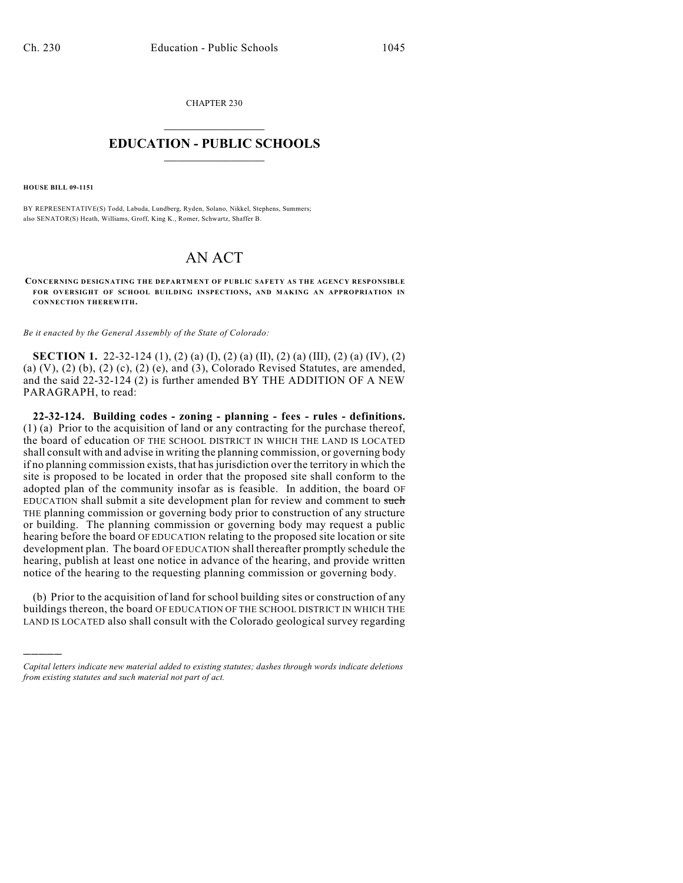CHAPTER 230

# EDUCATION - PUBLIC SCHOOLS

**HOUSE BILL 09-1151**

BY REPRESENTATIVE(S) Todd, Labuda, Lundberg, Ryden, Solano, Nikkel, Stephens, Summers; also SENATOR(S) Heath, Williams, Groff, King K., Romer, Schwartz, Shaffer B.

# AN ACT

**CONCERNING DESIGNATING THE DEPARTMENT OF PUBLIC SAFETY AS THE AGENCY RESPONSIBLE FOR OVERSIGHT OF SCHOOL BUILDING INSPECTIONS, AND MAKING AN APPROPRIATION IN CONNECTION THEREWITH.**

*Be it enacted by the General Assembly of the State of Colorado:*

**SECTION 1.** 22-32-124 (1), (2) (a) (I), (2) (a) (II), (2) (a) (III), (2) (a) (IV), (2) (a) (V), (2) (b), (2) (c), (2) (e), and (3), Colorado Revised Statutes, are amended, and the said 22-32-124 (2) is further amended BY THE ADDITION OF A NEW PARAGRAPH, to read:

**22-32-124. Building codes - zoning - planning - fees - rules - definitions.** (1) (a) Prior to the acquisition of land or any contracting for the purchase thereof, the board of education OF THE SCHOOL DISTRICT IN WHICH THE LAND IS LOCATED shall consult with and advise in writing the planning commission, or governing body if no planning commission exists, that has jurisdiction over the territory in which the site is proposed to be located in order that the proposed site shall conform to the adopted plan of the community insofar as is feasible. In addition, the board OF EDUCATION shall submit a site development plan for review and comment to ~~such~~ THE planning commission or governing body prior to construction of any structure or building. The planning commission or governing body may request a public hearing before the board OF EDUCATION relating to the proposed site location or site development plan. The board OF EDUCATION shall thereafter promptly schedule the hearing, publish at least one notice in advance of the hearing, and provide written notice of the hearing to the requesting planning commission or governing body.

(b) Prior to the acquisition of land for school building sites or construction of any buildings thereon, the board OF EDUCATION OF THE SCHOOL DISTRICT IN WHICH THE LAND IS LOCATED also shall consult with the Colorado geological survey regarding

---

*Capital letters indicate new material added to existing statutes; dashes through words indicate deletions from existing statutes and such material not part of act.*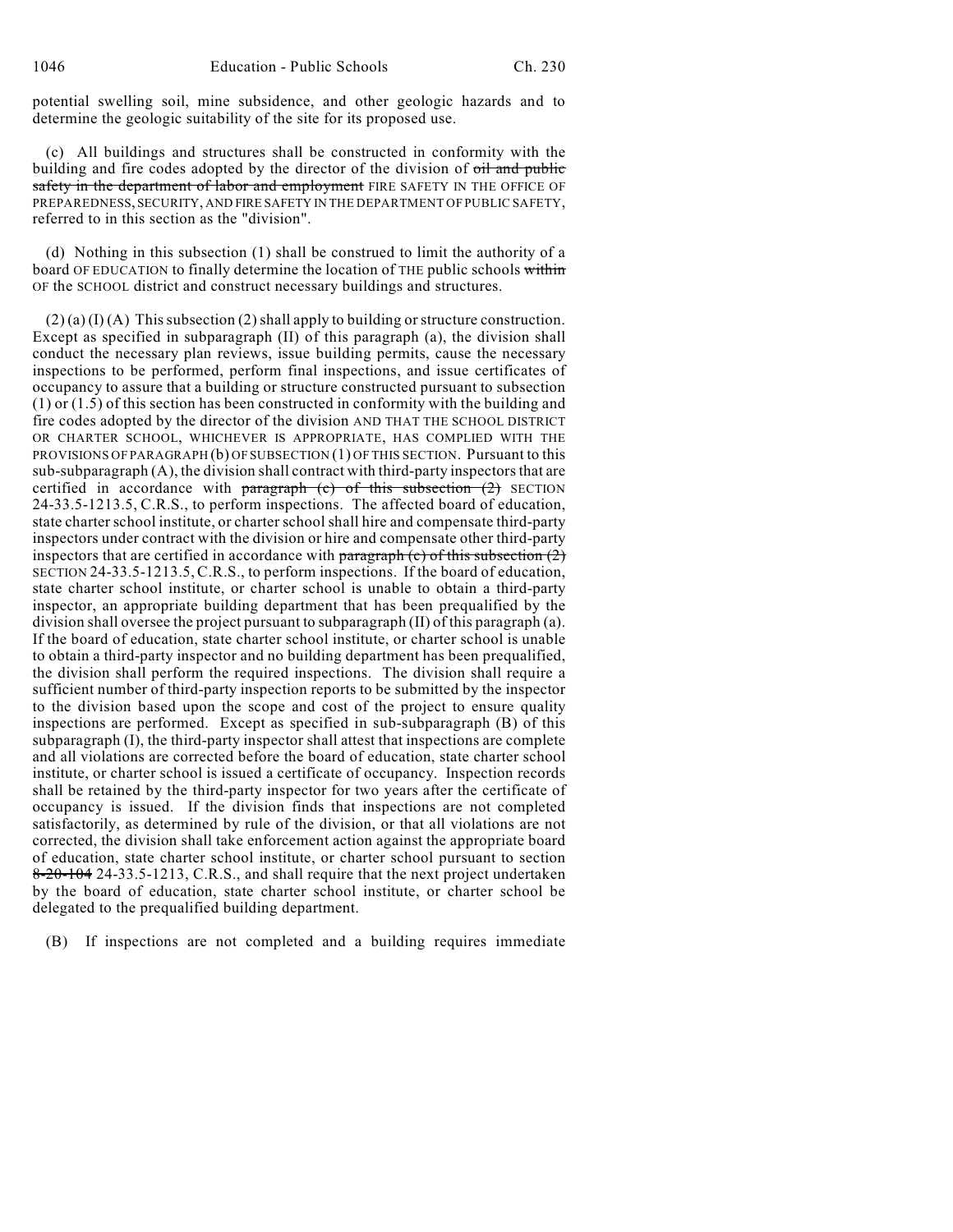potential swelling soil, mine subsidence, and other geologic hazards and to determine the geologic suitability of the site for its proposed use.

(c) All buildings and structures shall be constructed in conformity with the building and fire codes adopted by the director of the division of ~~oil and public safety in the department of labor and employment~~ FIRE SAFETY IN THE OFFICE OF PREPAREDNESS, SECURITY, AND FIRE SAFETY IN THE DEPARTMENT OF PUBLIC SAFETY, referred to in this section as the "division".

(d) Nothing in this subsection (1) shall be construed to limit the authority of a board OF EDUCATION to finally determine the location of THE public schools ~~within~~ OF the SCHOOL district and construct necessary buildings and structures.

(2) (a) (I) (A) This subsection (2) shall apply to building or structure construction. Except as specified in subparagraph (II) of this paragraph (a), the division shall conduct the necessary plan reviews, issue building permits, cause the necessary inspections to be performed, perform final inspections, and issue certificates of occupancy to assure that a building or structure constructed pursuant to subsection (1) or (1.5) of this section has been constructed in conformity with the building and fire codes adopted by the director of the division AND THAT THE SCHOOL DISTRICT OR CHARTER SCHOOL, WHICHEVER IS APPROPRIATE, HAS COMPLIED WITH THE PROVISIONS OF PARAGRAPH (b) OF SUBSECTION (1) OF THIS SECTION. Pursuant to this sub-subparagraph (A), the division shall contract with third-party inspectors that are certified in accordance with ~~paragraph (c) of this subsection (2)~~ SECTION 24-33.5-1213.5, C.R.S., to perform inspections. The affected board of education, state charter school institute, or charter school shall hire and compensate third-party inspectors under contract with the division or hire and compensate other third-party inspectors that are certified in accordance with ~~paragraph (c) of this subsection (2)~~ SECTION 24-33.5-1213.5, C.R.S., to perform inspections. If the board of education, state charter school institute, or charter school is unable to obtain a third-party inspector, an appropriate building department that has been prequalified by the division shall oversee the project pursuant to subparagraph (II) of this paragraph (a). If the board of education, state charter school institute, or charter school is unable to obtain a third-party inspector and no building department has been prequalified, the division shall perform the required inspections. The division shall require a sufficient number of third-party inspection reports to be submitted by the inspector to the division based upon the scope and cost of the project to ensure quality inspections are performed. Except as specified in sub-subparagraph (B) of this subparagraph (I), the third-party inspector shall attest that inspections are complete and all violations are corrected before the board of education, state charter school institute, or charter school is issued a certificate of occupancy. Inspection records shall be retained by the third-party inspector for two years after the certificate of occupancy is issued. If the division finds that inspections are not completed satisfactorily, as determined by rule of the division, or that all violations are not corrected, the division shall take enforcement action against the appropriate board of education, state charter school institute, or charter school pursuant to section ~~8-20-104~~ 24-33.5-1213, C.R.S., and shall require that the next project undertaken by the board of education, state charter school institute, or charter school be delegated to the prequalified building department.

(B) If inspections are not completed and a building requires immediate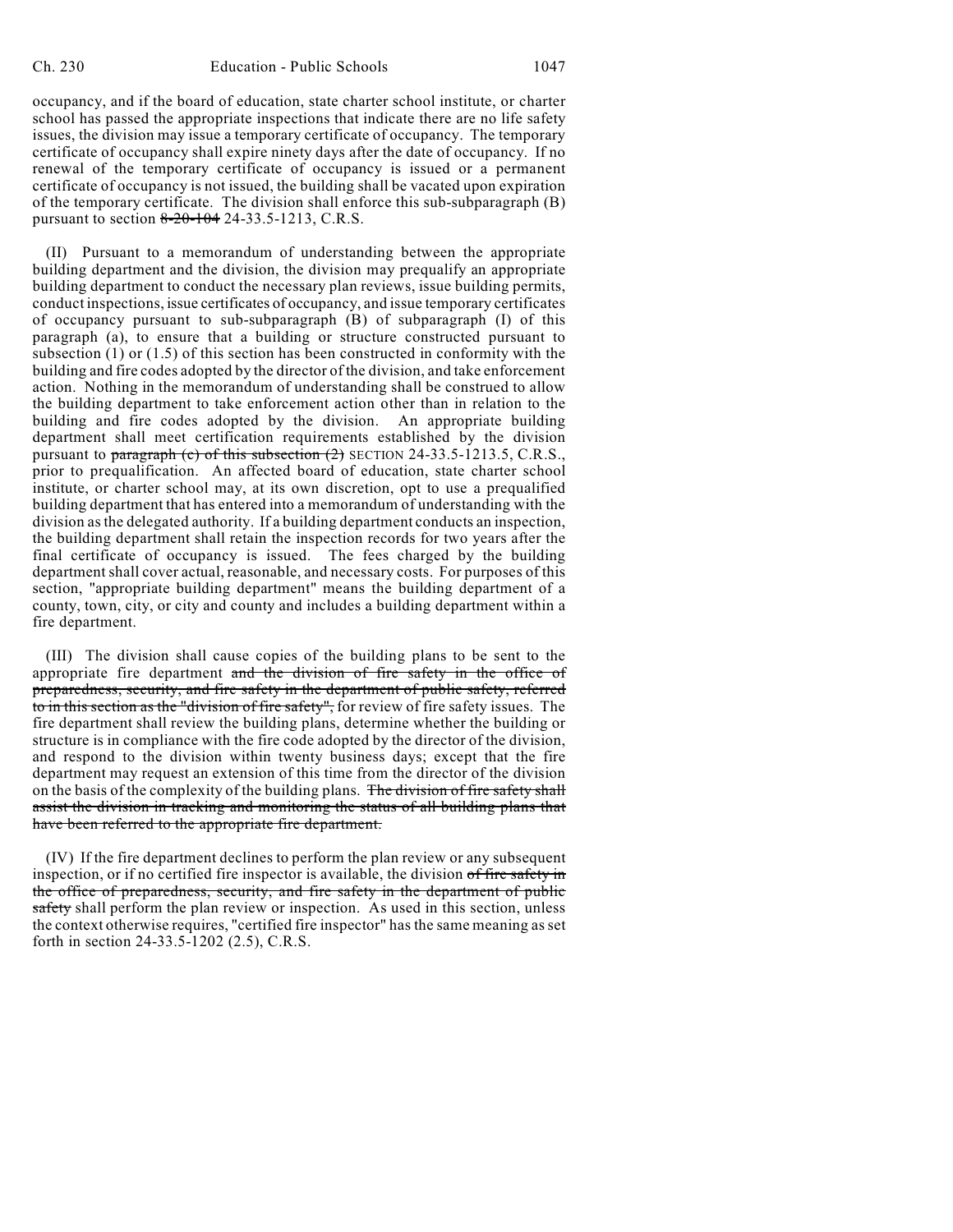occupancy, and if the board of education, state charter school institute, or charter school has passed the appropriate inspections that indicate there are no life safety issues, the division may issue a temporary certificate of occupancy. The temporary certificate of occupancy shall expire ninety days after the date of occupancy. If no renewal of the temporary certificate of occupancy is issued or a permanent certificate of occupancy is not issued, the building shall be vacated upon expiration of the temporary certificate. The division shall enforce this sub-subparagraph (B) pursuant to section ~~8-20-104~~ 24-33.5-1213, C.R.S.

(II) Pursuant to a memorandum of understanding between the appropriate building department and the division, the division may prequalify an appropriate building department to conduct the necessary plan reviews, issue building permits, conduct inspections, issue certificates of occupancy, and issue temporary certificates of occupancy pursuant to sub-subparagraph (B) of subparagraph (I) of this paragraph (a), to ensure that a building or structure constructed pursuant to subsection (1) or (1.5) of this section has been constructed in conformity with the building and fire codes adopted by the director of the division, and take enforcement action. Nothing in the memorandum of understanding shall be construed to allow the building department to take enforcement action other than in relation to the building and fire codes adopted by the division. An appropriate building department shall meet certification requirements established by the division pursuant to ~~paragraph (c) of this subsection (2)~~ SECTION 24-33.5-1213.5, C.R.S., prior to prequalification. An affected board of education, state charter school institute, or charter school may, at its own discretion, opt to use a prequalified building department that has entered into a memorandum of understanding with the division as the delegated authority. If a building department conducts an inspection, the building department shall retain the inspection records for two years after the final certificate of occupancy is issued. The fees charged by the building department shall cover actual, reasonable, and necessary costs. For purposes of this section, "appropriate building department" means the building department of a county, town, city, or city and county and includes a building department within a fire department.

(III) The division shall cause copies of the building plans to be sent to the appropriate fire department ~~and the division of fire safety in the office of preparedness, security, and fire safety in the department of public safety, referred to in this section as the "division of fire safety",~~ for review of fire safety issues. The fire department shall review the building plans, determine whether the building or structure is in compliance with the fire code adopted by the director of the division, and respond to the division within twenty business days; except that the fire department may request an extension of this time from the director of the division on the basis of the complexity of the building plans. ~~The division of fire safety shall assist the division in tracking and monitoring the status of all building plans that have been referred to the appropriate fire department.~~

(IV) If the fire department declines to perform the plan review or any subsequent inspection, or if no certified fire inspector is available, the division ~~of fire safety in the office of preparedness, security, and fire safety in the department of public safety~~ shall perform the plan review or inspection. As used in this section, unless the context otherwise requires, "certified fire inspector" has the same meaning as set forth in section 24-33.5-1202 (2.5), C.R.S.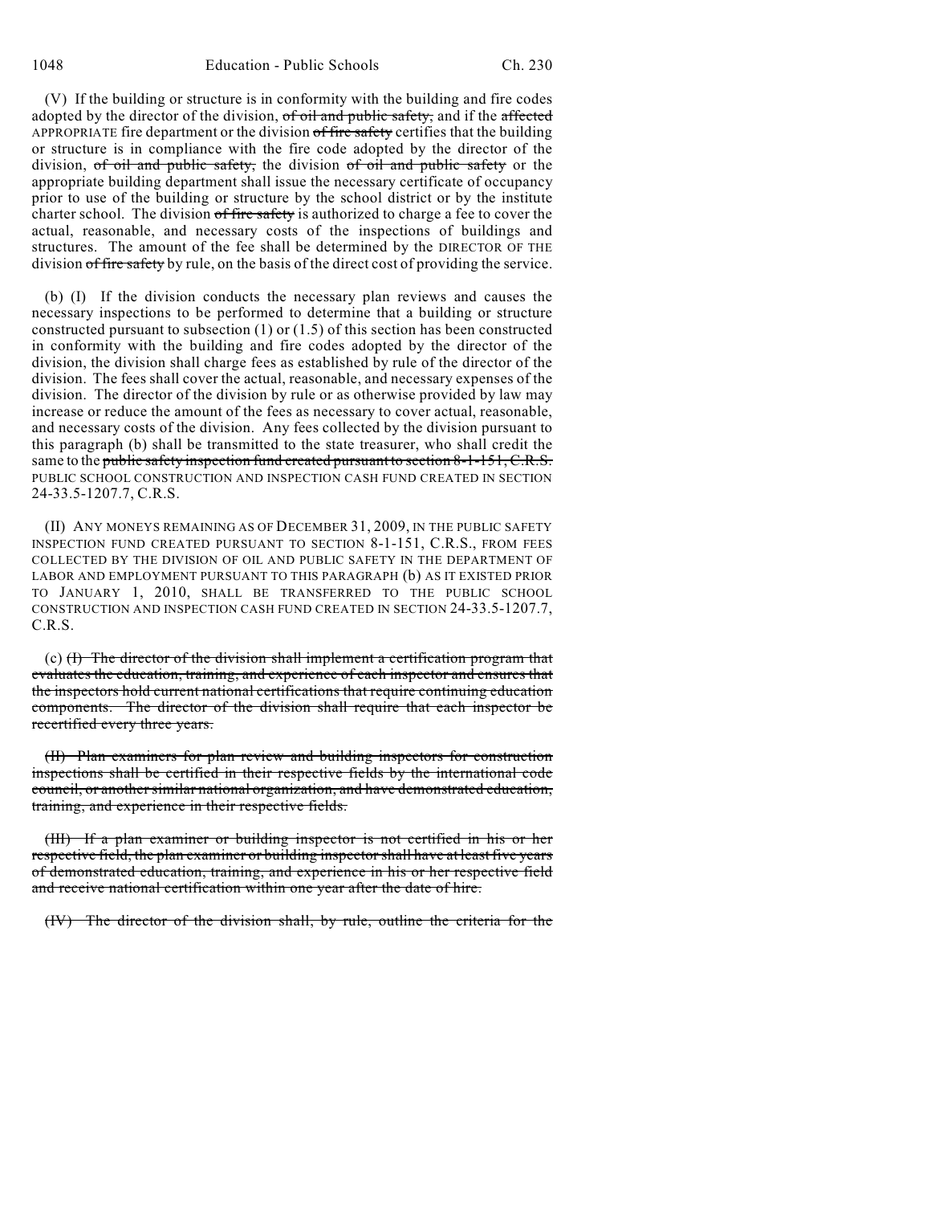(V) If the building or structure is in conformity with the building and fire codes adopted by the director of the division, ~~of oil and public safety,~~ and if the ~~affected~~ APPROPRIATE fire department or the division ~~of fire safety~~ certifies that the building or structure is in compliance with the fire code adopted by the director of the division, ~~of oil and public safety,~~ the division ~~of oil and public safety~~ or the appropriate building department shall issue the necessary certificate of occupancy prior to use of the building or structure by the school district or by the institute charter school. The division ~~of fire safety~~ is authorized to charge a fee to cover the actual, reasonable, and necessary costs of the inspections of buildings and structures. The amount of the fee shall be determined by the DIRECTOR OF THE division ~~of fire safety~~ by rule, on the basis of the direct cost of providing the service.

(b) (I) If the division conducts the necessary plan reviews and causes the necessary inspections to be performed to determine that a building or structure constructed pursuant to subsection (1) or (1.5) of this section has been constructed in conformity with the building and fire codes adopted by the director of the division, the division shall charge fees as established by rule of the director of the division. The fees shall cover the actual, reasonable, and necessary expenses of the division. The director of the division by rule or as otherwise provided by law may increase or reduce the amount of the fees as necessary to cover actual, reasonable, and necessary costs of the division. Any fees collected by the division pursuant to this paragraph (b) shall be transmitted to the state treasurer, who shall credit the same to the ~~public safety inspection fund created pursuant to section 8-1-151, C.R.S.~~ PUBLIC SCHOOL CONSTRUCTION AND INSPECTION CASH FUND CREATED IN SECTION 24-33.5-1207.7, C.R.S.

(II) ANY MONEYS REMAINING AS OF DECEMBER 31, 2009, IN THE PUBLIC SAFETY INSPECTION FUND CREATED PURSUANT TO SECTION 8-1-151, C.R.S., FROM FEES COLLECTED BY THE DIVISION OF OIL AND PUBLIC SAFETY IN THE DEPARTMENT OF LABOR AND EMPLOYMENT PURSUANT TO THIS PARAGRAPH (b) AS IT EXISTED PRIOR TO JANUARY 1, 2010, SHALL BE TRANSFERRED TO THE PUBLIC SCHOOL CONSTRUCTION AND INSPECTION CASH FUND CREATED IN SECTION 24-33.5-1207.7, C.R.S.

(c) ~~(I) The director of the division shall implement a certification program that evaluates the education, training, and experience of each inspector and ensures that the inspectors hold current national certifications that require continuing education components. The director of the division shall require that each inspector be recertified every three years.~~

~~(II) Plan examiners for plan review and building inspectors for construction inspections shall be certified in their respective fields by the international code council, or another similar national organization, and have demonstrated education, training, and experience in their respective fields.~~

~~(III) If a plan examiner or building inspector is not certified in his or her respective field, the plan examiner or building inspector shall have at least five years of demonstrated education, training, and experience in his or her respective field and receive national certification within one year after the date of hire.~~

~~(IV) The director of the division shall, by rule, outline the criteria for the~~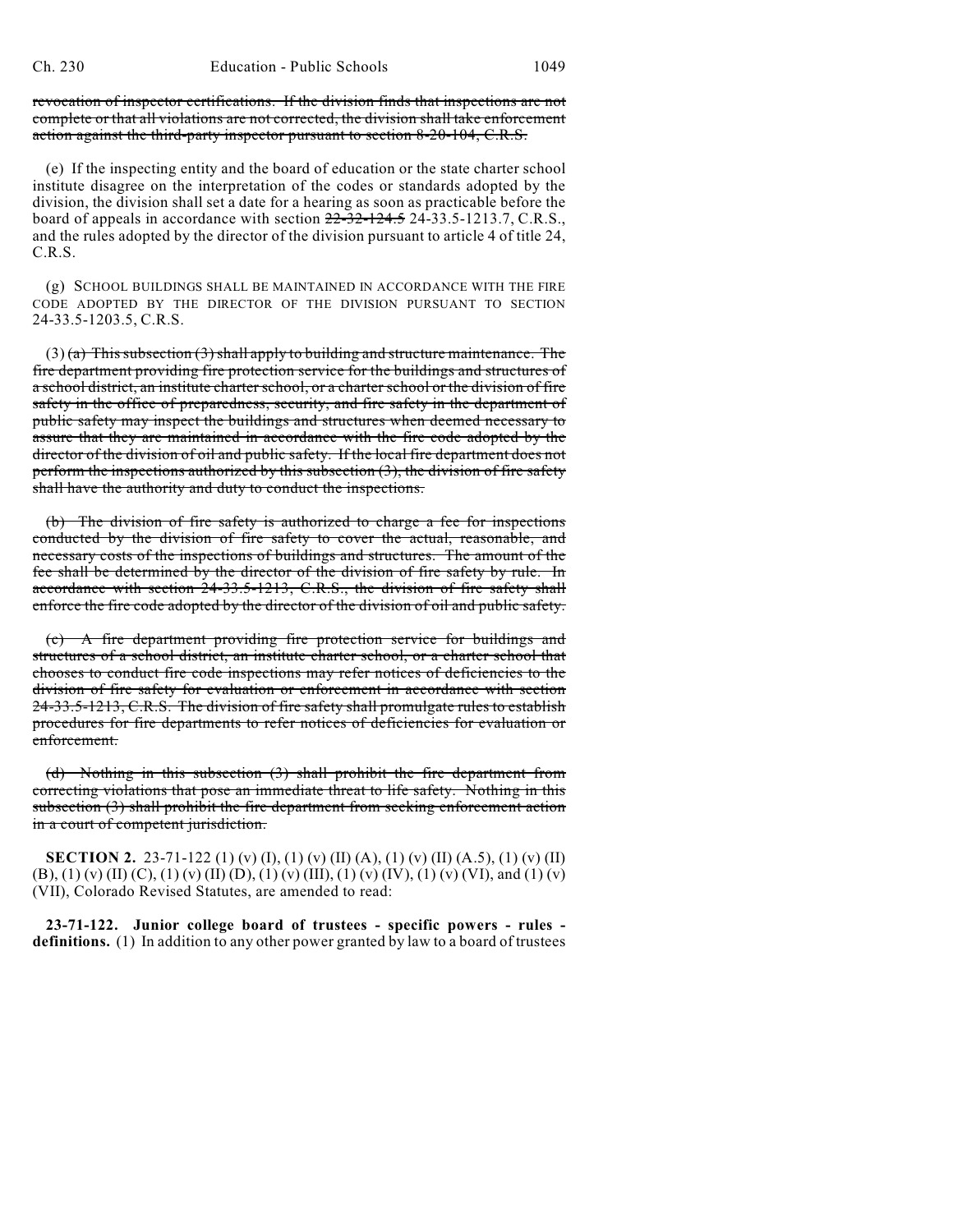~~revocation of inspector certifications. If the division finds that inspections are not complete or that all violations are not corrected, the division shall take enforcement action against the third-party inspector pursuant to section 8-20-104, C.R.S.~~

(e) If the inspecting entity and the board of education or the state charter school institute disagree on the interpretation of the codes or standards adopted by the division, the division shall set a date for a hearing as soon as practicable before the board of appeals in accordance with section ~~22-32-124.5~~ 24-33.5-1213.7, C.R.S., and the rules adopted by the director of the division pursuant to article 4 of title 24, C.R.S.

(g) SCHOOL BUILDINGS SHALL BE MAINTAINED IN ACCORDANCE WITH THE FIRE CODE ADOPTED BY THE DIRECTOR OF THE DIVISION PURSUANT TO SECTION 24-33.5-1203.5, C.R.S.

(3) ~~(a) This subsection (3) shall apply to building and structure maintenance. The fire department providing fire protection service for the buildings and structures of a school district, an institute charter school, or a charter school or the division of fire safety in the office of preparedness, security, and fire safety in the department of public safety may inspect the buildings and structures when deemed necessary to assure that they are maintained in accordance with the fire code adopted by the director of the division of oil and public safety. If the local fire department does not perform the inspections authorized by this subsection (3), the division of fire safety shall have the authority and duty to conduct the inspections.~~

~~(b) The division of fire safety is authorized to charge a fee for inspections conducted by the division of fire safety to cover the actual, reasonable, and necessary costs of the inspections of buildings and structures. The amount of the fee shall be determined by the director of the division of fire safety by rule. In accordance with section 24-33.5-1213, C.R.S., the division of fire safety shall enforce the fire code adopted by the director of the division of oil and public safety.~~

~~(c) A fire department providing fire protection service for buildings and structures of a school district, an institute charter school, or a charter school that chooses to conduct fire code inspections may refer notices of deficiencies to the division of fire safety for evaluation or enforcement in accordance with section 24-33.5-1213, C.R.S. The division of fire safety shall promulgate rules to establish procedures for fire departments to refer notices of deficiencies for evaluation or enforcement.~~

~~(d) Nothing in this subsection (3) shall prohibit the fire department from correcting violations that pose an immediate threat to life safety. Nothing in this subsection (3) shall prohibit the fire department from seeking enforcement action in a court of competent jurisdiction.~~

**SECTION 2.** 23-71-122 (1) (v) (I), (1) (v) (II) (A), (1) (v) (II) (A.5), (1) (v) (II) (B), (1) (v) (II) (C), (1) (v) (II) (D), (1) (v) (III), (1) (v) (IV), (1) (v) (VI), and (1) (v) (VII), Colorado Revised Statutes, are amended to read:

**23-71-122. Junior college board of trustees - specific powers - rules - definitions.** (1) In addition to any other power granted by law to a board of trustees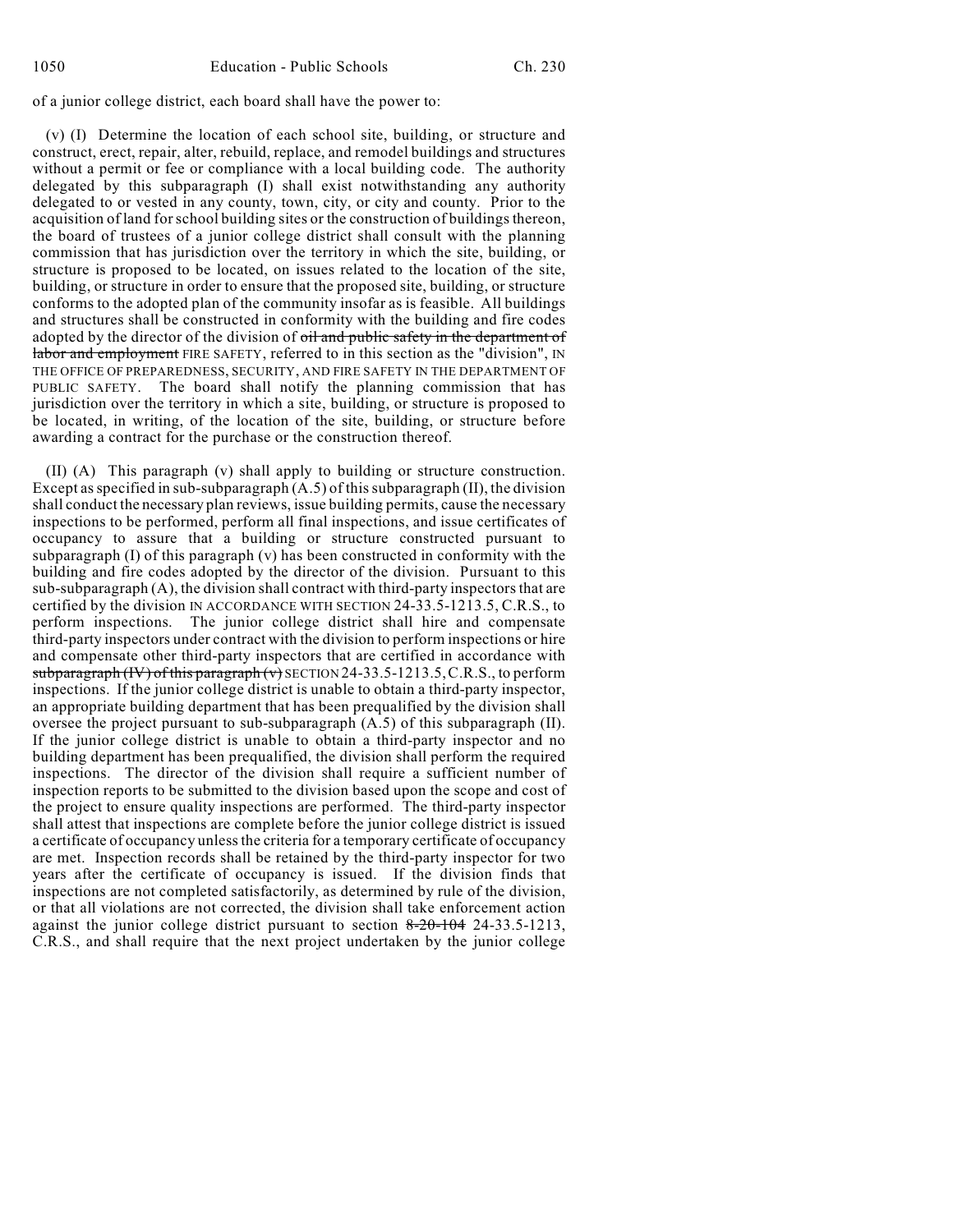of a junior college district, each board shall have the power to:

(v) (I) Determine the location of each school site, building, or structure and construct, erect, repair, alter, rebuild, replace, and remodel buildings and structures without a permit or fee or compliance with a local building code. The authority delegated by this subparagraph (I) shall exist notwithstanding any authority delegated to or vested in any county, town, city, or city and county. Prior to the acquisition of land for school building sites or the construction of buildings thereon, the board of trustees of a junior college district shall consult with the planning commission that has jurisdiction over the territory in which the site, building, or structure is proposed to be located, on issues related to the location of the site, building, or structure in order to ensure that the proposed site, building, or structure conforms to the adopted plan of the community insofar as is feasible. All buildings and structures shall be constructed in conformity with the building and fire codes adopted by the director of the division of ~~oil and public safety in the department of labor and employment~~ FIRE SAFETY, referred to in this section as the "division", IN THE OFFICE OF PREPAREDNESS, SECURITY, AND FIRE SAFETY IN THE DEPARTMENT OF PUBLIC SAFETY. The board shall notify the planning commission that has jurisdiction over the territory in which a site, building, or structure is proposed to be located, in writing, of the location of the site, building, or structure before awarding a contract for the purchase or the construction thereof.

(II) (A) This paragraph (v) shall apply to building or structure construction. Except as specified in sub-subparagraph (A.5) of this subparagraph (II), the division shall conduct the necessary plan reviews, issue building permits, cause the necessary inspections to be performed, perform all final inspections, and issue certificates of occupancy to assure that a building or structure constructed pursuant to subparagraph (I) of this paragraph (v) has been constructed in conformity with the building and fire codes adopted by the director of the division. Pursuant to this sub-subparagraph (A), the division shall contract with third-party inspectors that are certified by the division IN ACCORDANCE WITH SECTION 24-33.5-1213.5, C.R.S., to perform inspections. The junior college district shall hire and compensate third-party inspectors under contract with the division to perform inspections or hire and compensate other third-party inspectors that are certified in accordance with ~~subparagraph (IV) of this paragraph (v)~~ SECTION 24-33.5-1213.5, C.R.S., to perform inspections. If the junior college district is unable to obtain a third-party inspector, an appropriate building department that has been prequalified by the division shall oversee the project pursuant to sub-subparagraph (A.5) of this subparagraph (II). If the junior college district is unable to obtain a third-party inspector and no building department has been prequalified, the division shall perform the required inspections. The director of the division shall require a sufficient number of inspection reports to be submitted to the division based upon the scope and cost of the project to ensure quality inspections are performed. The third-party inspector shall attest that inspections are complete before the junior college district is issued a certificate of occupancy unless the criteria for a temporary certificate of occupancy are met. Inspection records shall be retained by the third-party inspector for two years after the certificate of occupancy is issued. If the division finds that inspections are not completed satisfactorily, as determined by rule of the division, or that all violations are not corrected, the division shall take enforcement action against the junior college district pursuant to section ~~8-20-104~~ 24-33.5-1213, C.R.S., and shall require that the next project undertaken by the junior college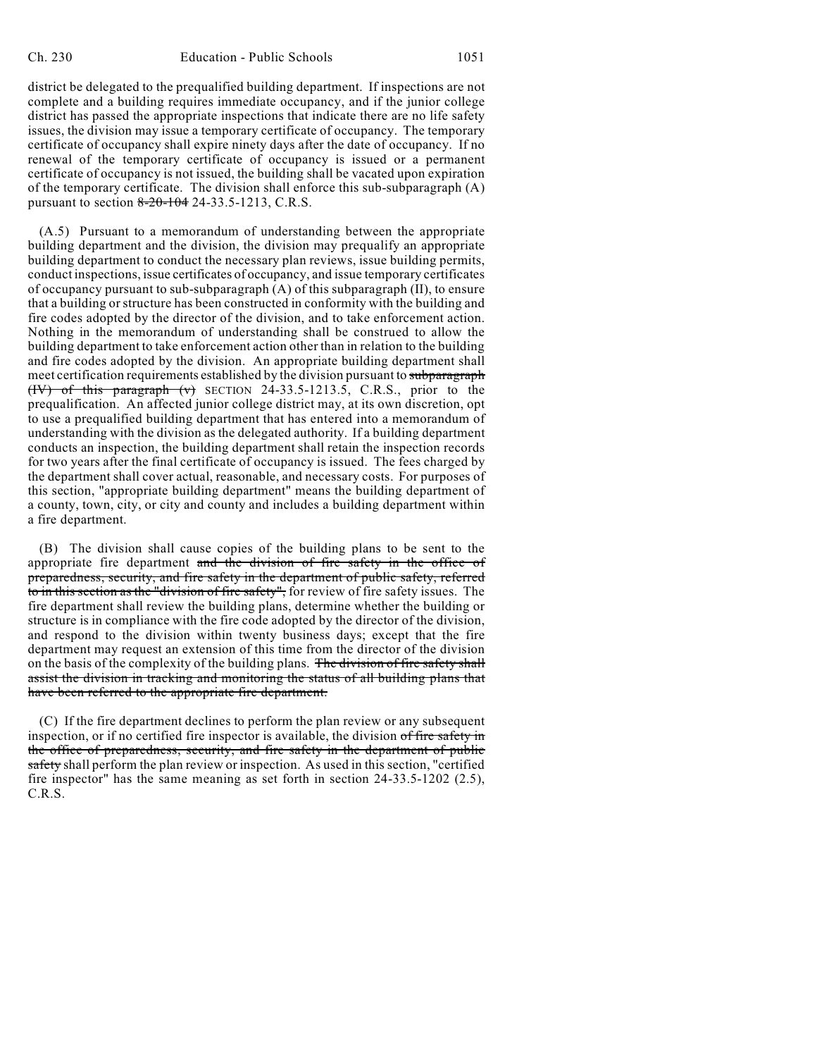district be delegated to the prequalified building department. If inspections are not complete and a building requires immediate occupancy, and if the junior college district has passed the appropriate inspections that indicate there are no life safety issues, the division may issue a temporary certificate of occupancy. The temporary certificate of occupancy shall expire ninety days after the date of occupancy. If no renewal of the temporary certificate of occupancy is issued or a permanent certificate of occupancy is not issued, the building shall be vacated upon expiration of the temporary certificate. The division shall enforce this sub-subparagraph (A) pursuant to section ~~8-20-104~~ 24-33.5-1213, C.R.S.

(A.5) Pursuant to a memorandum of understanding between the appropriate building department and the division, the division may prequalify an appropriate building department to conduct the necessary plan reviews, issue building permits, conduct inspections, issue certificates of occupancy, and issue temporary certificates of occupancy pursuant to sub-subparagraph (A) of this subparagraph (II), to ensure that a building or structure has been constructed in conformity with the building and fire codes adopted by the director of the division, and to take enforcement action. Nothing in the memorandum of understanding shall be construed to allow the building department to take enforcement action other than in relation to the building and fire codes adopted by the division. An appropriate building department shall meet certification requirements established by the division pursuant to ~~subparagraph (IV) of this paragraph (v)~~ SECTION 24-33.5-1213.5, C.R.S., prior to the prequalification. An affected junior college district may, at its own discretion, opt to use a prequalified building department that has entered into a memorandum of understanding with the division as the delegated authority. If a building department conducts an inspection, the building department shall retain the inspection records for two years after the final certificate of occupancy is issued. The fees charged by the department shall cover actual, reasonable, and necessary costs. For purposes of this section, "appropriate building department" means the building department of a county, town, city, or city and county and includes a building department within a fire department.

(B) The division shall cause copies of the building plans to be sent to the appropriate fire department ~~and the division of fire safety in the office of preparedness, security, and fire safety in the department of public safety, referred to in this section as the "division of fire safety",~~ for review of fire safety issues. The fire department shall review the building plans, determine whether the building or structure is in compliance with the fire code adopted by the director of the division, and respond to the division within twenty business days; except that the fire department may request an extension of this time from the director of the division on the basis of the complexity of the building plans. ~~The division of fire safety shall assist the division in tracking and monitoring the status of all building plans that have been referred to the appropriate fire department.~~

(C) If the fire department declines to perform the plan review or any subsequent inspection, or if no certified fire inspector is available, the division ~~of fire safety in the office of preparedness, security, and fire safety in the department of public safety~~ shall perform the plan review or inspection. As used in this section, "certified fire inspector" has the same meaning as set forth in section 24-33.5-1202 (2.5), C.R.S.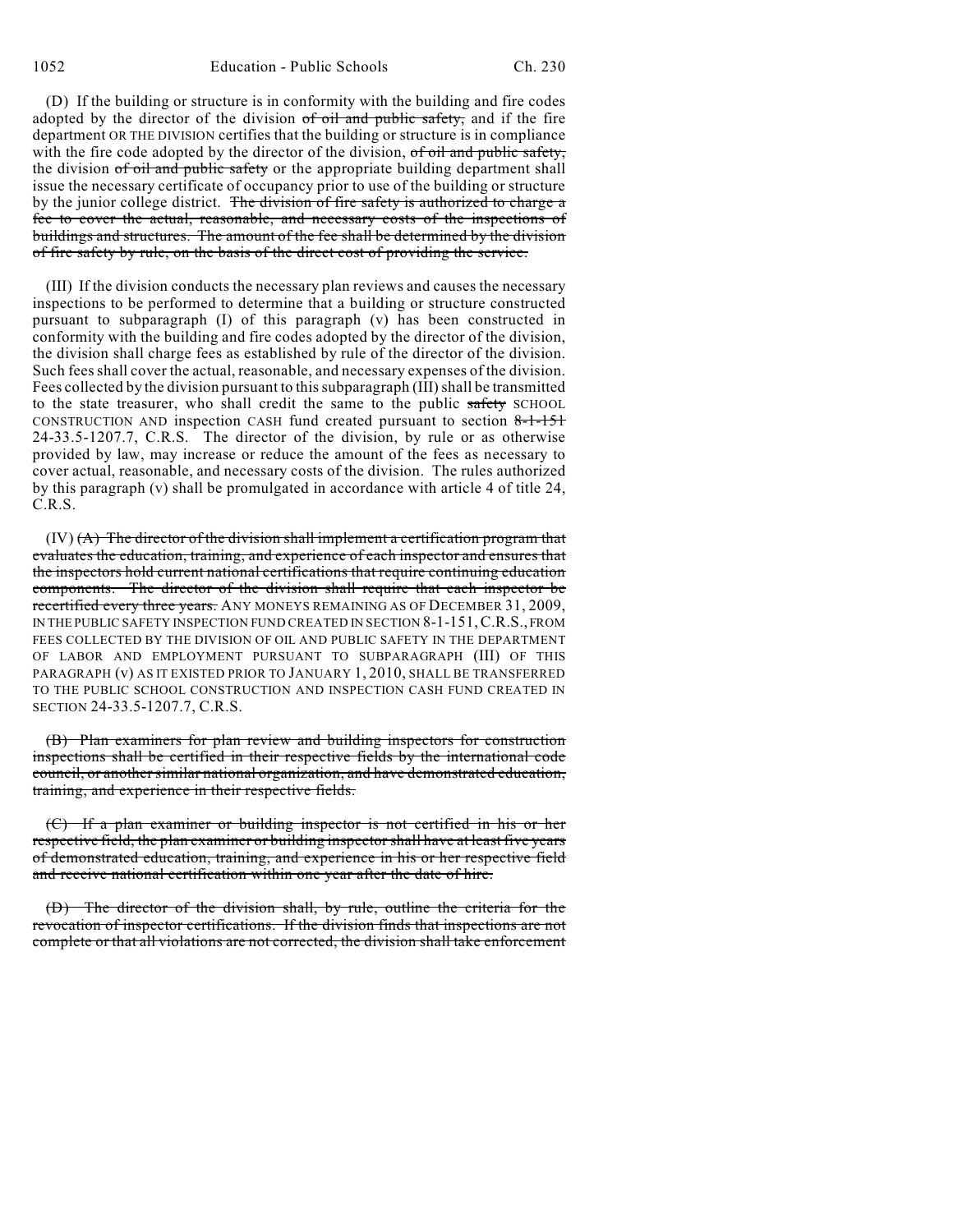(D) If the building or structure is in conformity with the building and fire codes adopted by the director of the division ~~of oil and public safety,~~ and if the fire department OR THE DIVISION certifies that the building or structure is in compliance with the fire code adopted by the director of the division, ~~of oil and public safety,~~ the division ~~of oil and public safety~~ or the appropriate building department shall issue the necessary certificate of occupancy prior to use of the building or structure by the junior college district. ~~The division of fire safety is authorized to charge a fee to cover the actual, reasonable, and necessary costs of the inspections of buildings and structures. The amount of the fee shall be determined by the division of fire safety by rule, on the basis of the direct cost of providing the service.~~

(III) If the division conducts the necessary plan reviews and causes the necessary inspections to be performed to determine that a building or structure constructed pursuant to subparagraph (I) of this paragraph (v) has been constructed in conformity with the building and fire codes adopted by the director of the division, the division shall charge fees as established by rule of the director of the division. Such fees shall cover the actual, reasonable, and necessary expenses of the division. Fees collected by the division pursuant to this subparagraph (III) shall be transmitted to the state treasurer, who shall credit the same to the public ~~safety~~ SCHOOL CONSTRUCTION AND inspection CASH fund created pursuant to section ~~8-1-151~~ 24-33.5-1207.7, C.R.S. The director of the division, by rule or as otherwise provided by law, may increase or reduce the amount of the fees as necessary to cover actual, reasonable, and necessary costs of the division. The rules authorized by this paragraph (v) shall be promulgated in accordance with article 4 of title 24, C.R.S.

(IV) ~~(A) The director of the division shall implement a certification program that evaluates the education, training, and experience of each inspector and ensures that the inspectors hold current national certifications that require continuing education components. The director of the division shall require that each inspector be recertified every three years.~~ ANY MONEYS REMAINING AS OF DECEMBER 31, 2009, IN THE PUBLIC SAFETY INSPECTION FUND CREATED IN SECTION 8-1-151, C.R.S., FROM FEES COLLECTED BY THE DIVISION OF OIL AND PUBLIC SAFETY IN THE DEPARTMENT OF LABOR AND EMPLOYMENT PURSUANT TO SUBPARAGRAPH (III) OF THIS PARAGRAPH (v) AS IT EXISTED PRIOR TO JANUARY 1, 2010, SHALL BE TRANSFERRED TO THE PUBLIC SCHOOL CONSTRUCTION AND INSPECTION CASH FUND CREATED IN SECTION 24-33.5-1207.7, C.R.S.

~~(B) Plan examiners for plan review and building inspectors for construction inspections shall be certified in their respective fields by the international code council, or another similar national organization, and have demonstrated education, training, and experience in their respective fields.~~

~~(C) If a plan examiner or building inspector is not certified in his or her respective field, the plan examiner or building inspector shall have at least five years of demonstrated education, training, and experience in his or her respective field and receive national certification within one year after the date of hire.~~

~~(D) The director of the division shall, by rule, outline the criteria for the revocation of inspector certifications. If the division finds that inspections are not complete or that all violations are not corrected, the division shall take enforcement~~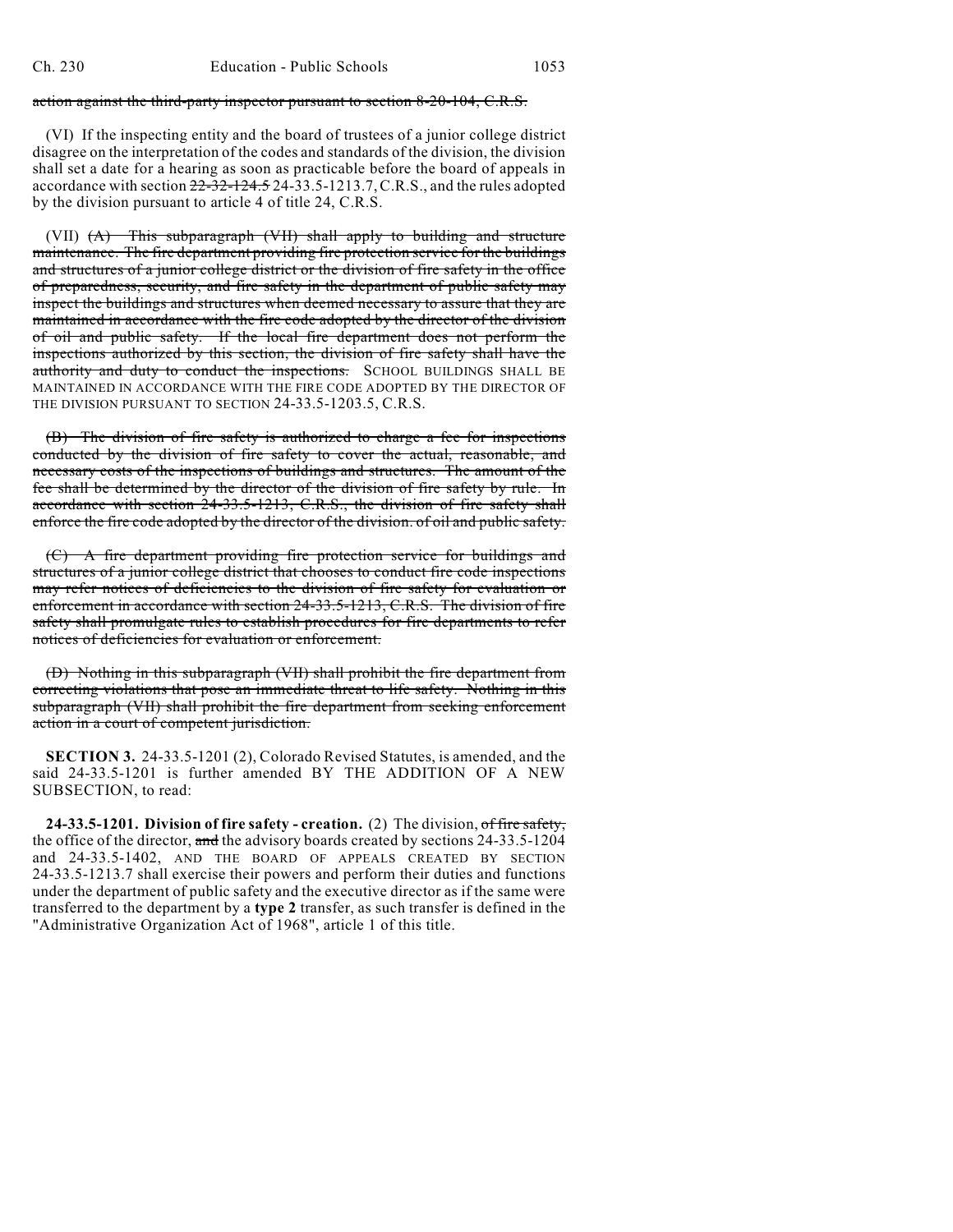~~action against the third-party inspector pursuant to section 8-20-104, C.R.S.~~

(VI) If the inspecting entity and the board of trustees of a junior college district disagree on the interpretation of the codes and standards of the division, the division shall set a date for a hearing as soon as practicable before the board of appeals in accordance with section ~~22-32-124.5~~ 24-33.5-1213.7, C.R.S., and the rules adopted by the division pursuant to article 4 of title 24, C.R.S.

(VII) ~~(A) This subparagraph (VII) shall apply to building and structure maintenance. The fire department providing fire protection service for the buildings and structures of a junior college district or the division of fire safety in the office of preparedness, security, and fire safety in the department of public safety may inspect the buildings and structures when deemed necessary to assure that they are maintained in accordance with the fire code adopted by the director of the division of oil and public safety. If the local fire department does not perform the inspections authorized by this section, the division of fire safety shall have the authority and duty to conduct the inspections.~~ SCHOOL BUILDINGS SHALL BE MAINTAINED IN ACCORDANCE WITH THE FIRE CODE ADOPTED BY THE DIRECTOR OF THE DIVISION PURSUANT TO SECTION 24-33.5-1203.5, C.R.S.

~~(B) The division of fire safety is authorized to charge a fee for inspections conducted by the division of fire safety to cover the actual, reasonable, and necessary costs of the inspections of buildings and structures. The amount of the fee shall be determined by the director of the division of fire safety by rule. In accordance with section 24-33.5-1213, C.R.S., the division of fire safety shall enforce the fire code adopted by the director of the division. of oil and public safety.~~

~~(C) A fire department providing fire protection service for buildings and structures of a junior college district that chooses to conduct fire code inspections may refer notices of deficiencies to the division of fire safety for evaluation or enforcement in accordance with section 24-33.5-1213, C.R.S. The division of fire safety shall promulgate rules to establish procedures for fire departments to refer notices of deficiencies for evaluation or enforcement.~~

~~(D) Nothing in this subparagraph (VII) shall prohibit the fire department from correcting violations that pose an immediate threat to life safety. Nothing in this subparagraph (VII) shall prohibit the fire department from seeking enforcement action in a court of competent jurisdiction.~~

**SECTION 3.** 24-33.5-1201 (2), Colorado Revised Statutes, is amended, and the said 24-33.5-1201 is further amended BY THE ADDITION OF A NEW SUBSECTION, to read:

**24-33.5-1201. Division of fire safety - creation.** (2) The division, ~~of fire safety,~~ the office of the director, ~~and~~ the advisory boards created by sections 24-33.5-1204 and 24-33.5-1402, AND THE BOARD OF APPEALS CREATED BY SECTION 24-33.5-1213.7 shall exercise their powers and perform their duties and functions under the department of public safety and the executive director as if the same were transferred to the department by a **type 2** transfer, as such transfer is defined in the "Administrative Organization Act of 1968", article 1 of this title.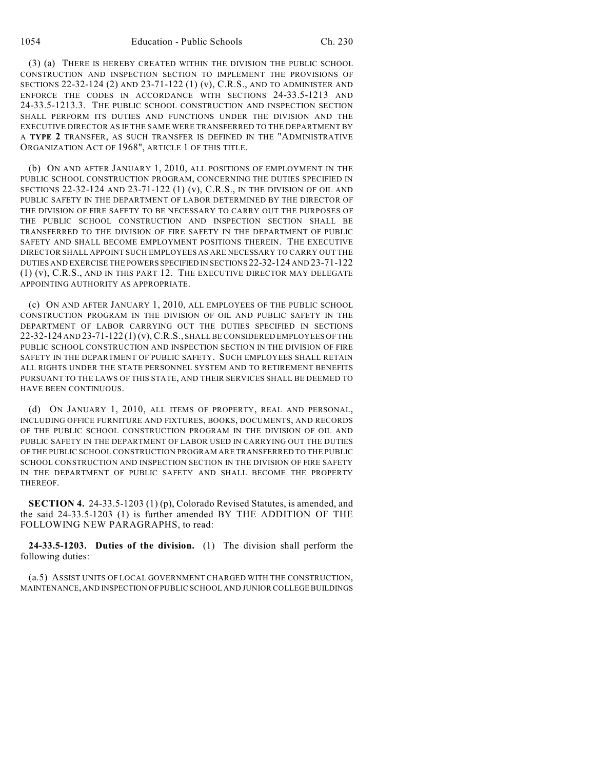(3) (a) THERE IS HEREBY CREATED WITHIN THE DIVISION THE PUBLIC SCHOOL CONSTRUCTION AND INSPECTION SECTION TO IMPLEMENT THE PROVISIONS OF SECTIONS 22-32-124 (2) AND 23-71-122 (1) (v), C.R.S., AND TO ADMINISTER AND ENFORCE THE CODES IN ACCORDANCE WITH SECTIONS 24-33.5-1213 AND 24-33.5-1213.3. THE PUBLIC SCHOOL CONSTRUCTION AND INSPECTION SECTION SHALL PERFORM ITS DUTIES AND FUNCTIONS UNDER THE DIVISION AND THE EXECUTIVE DIRECTOR AS IF THE SAME WERE TRANSFERRED TO THE DEPARTMENT BY A **TYPE 2** TRANSFER, AS SUCH TRANSFER IS DEFINED IN THE "ADMINISTRATIVE ORGANIZATION ACT OF 1968", ARTICLE 1 OF THIS TITLE.

(b) ON AND AFTER JANUARY 1, 2010, ALL POSITIONS OF EMPLOYMENT IN THE PUBLIC SCHOOL CONSTRUCTION PROGRAM, CONCERNING THE DUTIES SPECIFIED IN SECTIONS 22-32-124 AND 23-71-122 (1) (v), C.R.S., IN THE DIVISION OF OIL AND PUBLIC SAFETY IN THE DEPARTMENT OF LABOR DETERMINED BY THE DIRECTOR OF THE DIVISION OF FIRE SAFETY TO BE NECESSARY TO CARRY OUT THE PURPOSES OF THE PUBLIC SCHOOL CONSTRUCTION AND INSPECTION SECTION SHALL BE TRANSFERRED TO THE DIVISION OF FIRE SAFETY IN THE DEPARTMENT OF PUBLIC SAFETY AND SHALL BECOME EMPLOYMENT POSITIONS THEREIN. THE EXECUTIVE DIRECTOR SHALL APPOINT SUCH EMPLOYEES AS ARE NECESSARY TO CARRY OUT THE DUTIES AND EXERCISE THE POWERS SPECIFIED IN SECTIONS 22-32-124 AND 23-71-122 (1) (v), C.R.S., AND IN THIS PART 12. THE EXECUTIVE DIRECTOR MAY DELEGATE APPOINTING AUTHORITY AS APPROPRIATE.

(c) ON AND AFTER JANUARY 1, 2010, ALL EMPLOYEES OF THE PUBLIC SCHOOL CONSTRUCTION PROGRAM IN THE DIVISION OF OIL AND PUBLIC SAFETY IN THE DEPARTMENT OF LABOR CARRYING OUT THE DUTIES SPECIFIED IN SECTIONS 22-32-124 AND 23-71-122 (1) (v), C.R.S., SHALL BE CONSIDERED EMPLOYEES OF THE PUBLIC SCHOOL CONSTRUCTION AND INSPECTION SECTION IN THE DIVISION OF FIRE SAFETY IN THE DEPARTMENT OF PUBLIC SAFETY. SUCH EMPLOYEES SHALL RETAIN ALL RIGHTS UNDER THE STATE PERSONNEL SYSTEM AND TO RETIREMENT BENEFITS PURSUANT TO THE LAWS OF THIS STATE, AND THEIR SERVICES SHALL BE DEEMED TO HAVE BEEN CONTINUOUS.

(d) ON JANUARY 1, 2010, ALL ITEMS OF PROPERTY, REAL AND PERSONAL, INCLUDING OFFICE FURNITURE AND FIXTURES, BOOKS, DOCUMENTS, AND RECORDS OF THE PUBLIC SCHOOL CONSTRUCTION PROGRAM IN THE DIVISION OF OIL AND PUBLIC SAFETY IN THE DEPARTMENT OF LABOR USED IN CARRYING OUT THE DUTIES OF THE PUBLIC SCHOOL CONSTRUCTION PROGRAM ARE TRANSFERRED TO THE PUBLIC SCHOOL CONSTRUCTION AND INSPECTION SECTION IN THE DIVISION OF FIRE SAFETY IN THE DEPARTMENT OF PUBLIC SAFETY AND SHALL BECOME THE PROPERTY THEREOF.

**SECTION 4.** 24-33.5-1203 (1) (p), Colorado Revised Statutes, is amended, and the said 24-33.5-1203 (1) is further amended BY THE ADDITION OF THE FOLLOWING NEW PARAGRAPHS, to read:

**24-33.5-1203. Duties of the division.** (1) The division shall perform the following duties:

(a.5) ASSIST UNITS OF LOCAL GOVERNMENT CHARGED WITH THE CONSTRUCTION, MAINTENANCE, AND INSPECTION OF PUBLIC SCHOOL AND JUNIOR COLLEGE BUILDINGS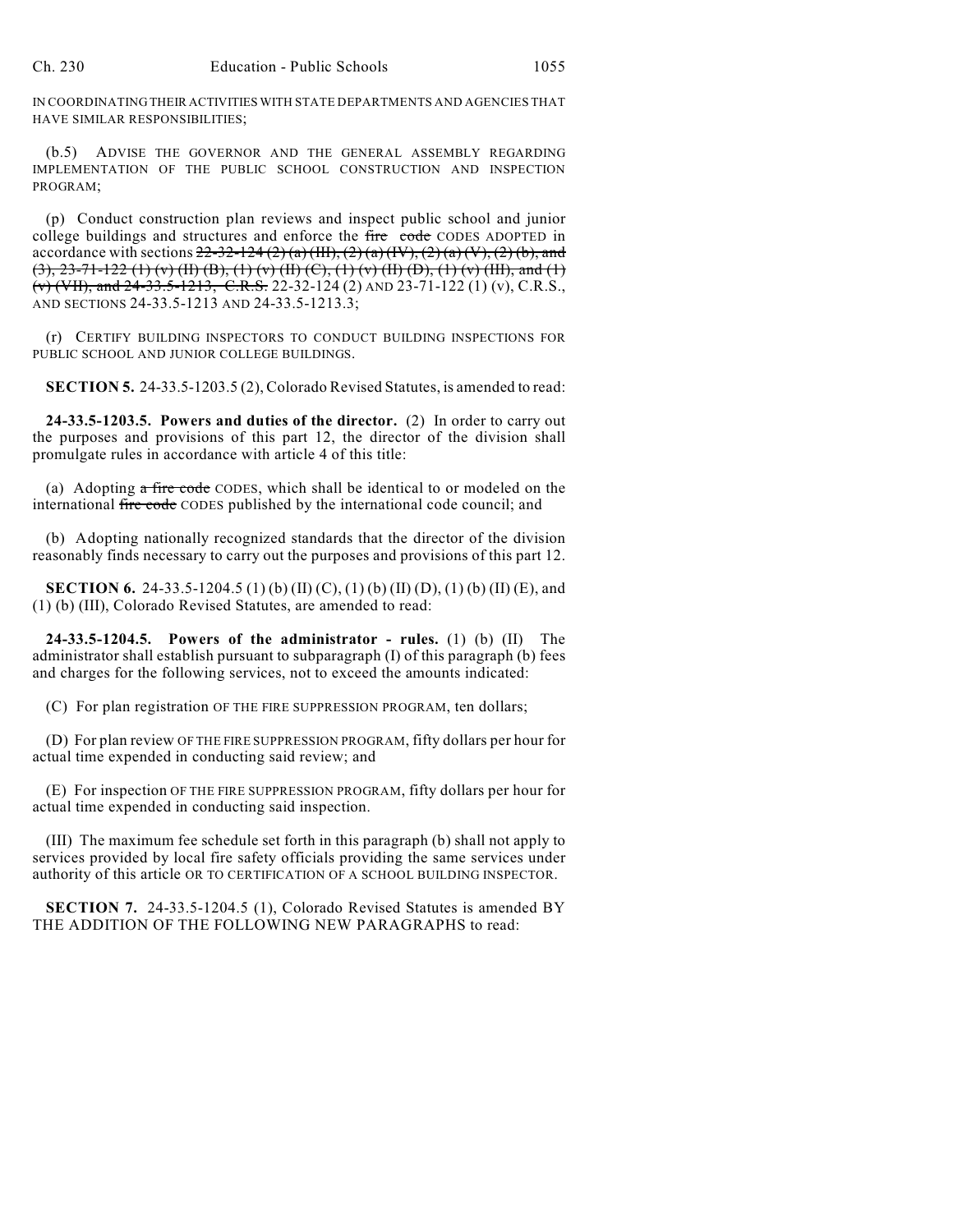IN COORDINATING THEIR ACTIVITIES WITH STATE DEPARTMENTS AND AGENCIES THAT HAVE SIMILAR RESPONSIBILITIES;

(b.5) ADVISE THE GOVERNOR AND THE GENERAL ASSEMBLY REGARDING IMPLEMENTATION OF THE PUBLIC SCHOOL CONSTRUCTION AND INSPECTION PROGRAM;

(p) Conduct construction plan reviews and inspect public school and junior college buildings and structures and enforce the ~~fire code~~ CODES ADOPTED in accordance with sections ~~22-32-124 (2) (a) (III), (2) (a) (IV), (2) (a) (V), (2) (b), and (3), 23-71-122 (1) (v) (II) (B), (1) (v) (II) (C), (1) (v) (II) (D), (1) (v) (III), and (1) (v) (VII), and 24-33.5-1213, C.R.S.~~ 22-32-124 (2) AND 23-71-122 (1) (v), C.R.S., AND SECTIONS 24-33.5-1213 AND 24-33.5-1213.3;

(r) CERTIFY BUILDING INSPECTORS TO CONDUCT BUILDING INSPECTIONS FOR PUBLIC SCHOOL AND JUNIOR COLLEGE BUILDINGS.

**SECTION 5.** 24-33.5-1203.5 (2), Colorado Revised Statutes, is amended to read:

**24-33.5-1203.5. Powers and duties of the director.** (2) In order to carry out the purposes and provisions of this part 12, the director of the division shall promulgate rules in accordance with article 4 of this title:

(a) Adopting ~~a fire code~~ CODES, which shall be identical to or modeled on the international ~~fire code~~ CODES published by the international code council; and

(b) Adopting nationally recognized standards that the director of the division reasonably finds necessary to carry out the purposes and provisions of this part 12.

**SECTION 6.** 24-33.5-1204.5 (1) (b) (II) (C), (1) (b) (II) (D), (1) (b) (II) (E), and (1) (b) (III), Colorado Revised Statutes, are amended to read:

**24-33.5-1204.5. Powers of the administrator - rules.** (1) (b) (II) The administrator shall establish pursuant to subparagraph (I) of this paragraph (b) fees and charges for the following services, not to exceed the amounts indicated:

(C) For plan registration OF THE FIRE SUPPRESSION PROGRAM, ten dollars;

(D) For plan review OF THE FIRE SUPPRESSION PROGRAM, fifty dollars per hour for actual time expended in conducting said review; and

(E) For inspection OF THE FIRE SUPPRESSION PROGRAM, fifty dollars per hour for actual time expended in conducting said inspection.

(III) The maximum fee schedule set forth in this paragraph (b) shall not apply to services provided by local fire safety officials providing the same services under authority of this article OR TO CERTIFICATION OF A SCHOOL BUILDING INSPECTOR.

**SECTION 7.** 24-33.5-1204.5 (1), Colorado Revised Statutes is amended BY THE ADDITION OF THE FOLLOWING NEW PARAGRAPHS to read: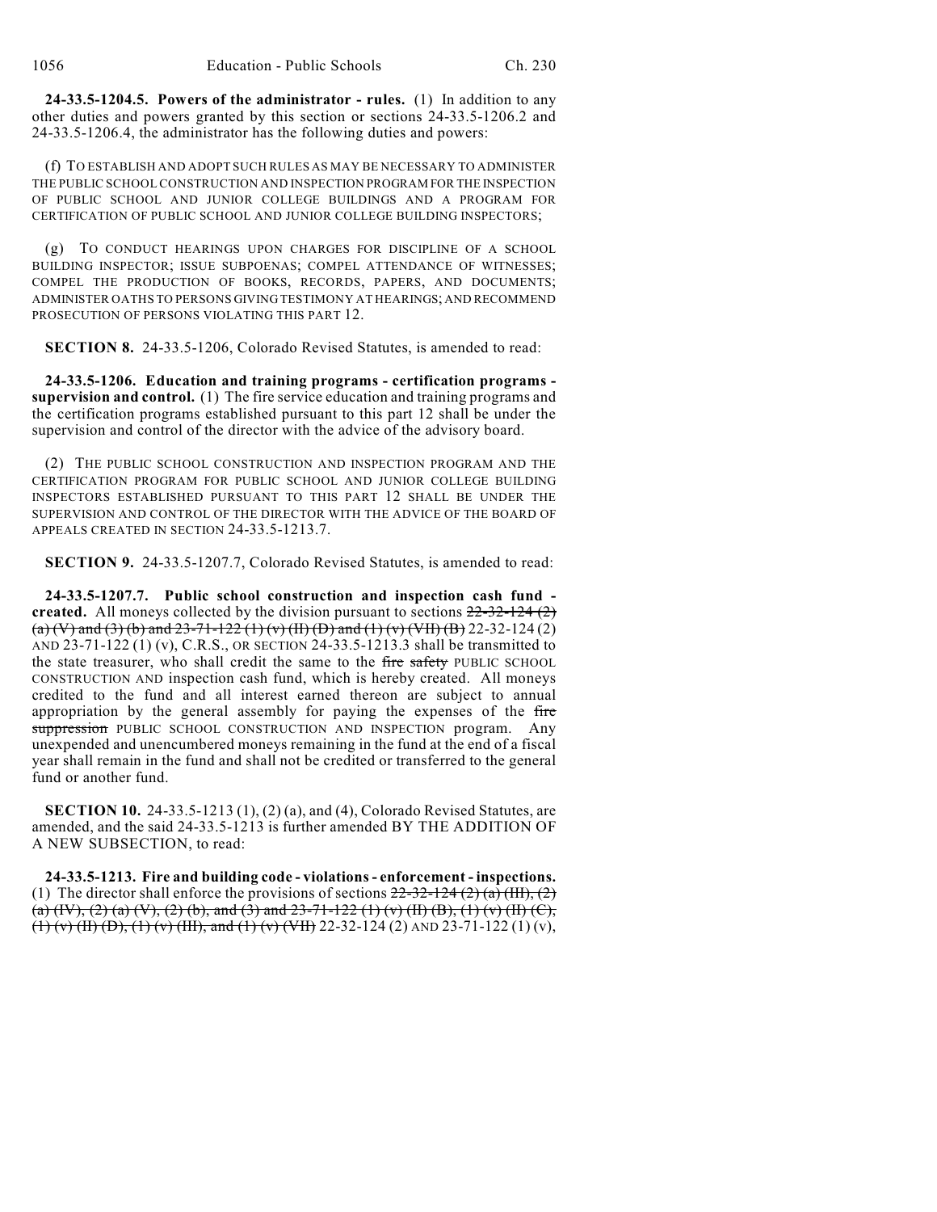**24-33.5-1204.5. Powers of the administrator - rules.** (1) In addition to any other duties and powers granted by this section or sections 24-33.5-1206.2 and 24-33.5-1206.4, the administrator has the following duties and powers:

(f) TO ESTABLISH AND ADOPT SUCH RULES AS MAY BE NECESSARY TO ADMINISTER THE PUBLIC SCHOOL CONSTRUCTION AND INSPECTION PROGRAM FOR THE INSPECTION OF PUBLIC SCHOOL AND JUNIOR COLLEGE BUILDINGS AND A PROGRAM FOR CERTIFICATION OF PUBLIC SCHOOL AND JUNIOR COLLEGE BUILDING INSPECTORS;

(g) TO CONDUCT HEARINGS UPON CHARGES FOR DISCIPLINE OF A SCHOOL BUILDING INSPECTOR; ISSUE SUBPOENAS; COMPEL ATTENDANCE OF WITNESSES; COMPEL THE PRODUCTION OF BOOKS, RECORDS, PAPERS, AND DOCUMENTS; ADMINISTER OATHS TO PERSONS GIVING TESTIMONY AT HEARINGS; AND RECOMMEND PROSECUTION OF PERSONS VIOLATING THIS PART 12.

**SECTION 8.** 24-33.5-1206, Colorado Revised Statutes, is amended to read:

**24-33.5-1206. Education and training programs - certification programs - supervision and control.** (1) The fire service education and training programs and the certification programs established pursuant to this part 12 shall be under the supervision and control of the director with the advice of the advisory board.

(2) THE PUBLIC SCHOOL CONSTRUCTION AND INSPECTION PROGRAM AND THE CERTIFICATION PROGRAM FOR PUBLIC SCHOOL AND JUNIOR COLLEGE BUILDING INSPECTORS ESTABLISHED PURSUANT TO THIS PART 12 SHALL BE UNDER THE SUPERVISION AND CONTROL OF THE DIRECTOR WITH THE ADVICE OF THE BOARD OF APPEALS CREATED IN SECTION 24-33.5-1213.7.

**SECTION 9.** 24-33.5-1207.7, Colorado Revised Statutes, is amended to read:

**24-33.5-1207.7. Public school construction and inspection cash fund - created.** All moneys collected by the division pursuant to sections ~~22-32-124 (2) (a) (V) and (3) (b) and 23-71-122 (1) (v) (II) (D) and (1) (v) (VII) (B)~~ 22-32-124 (2) AND 23-71-122 (1) (v), C.R.S., OR SECTION 24-33.5-1213.3 shall be transmitted to the state treasurer, who shall credit the same to the ~~fire safety~~ PUBLIC SCHOOL CONSTRUCTION AND inspection cash fund, which is hereby created. All moneys credited to the fund and all interest earned thereon are subject to annual appropriation by the general assembly for paying the expenses of the ~~fire suppression~~ PUBLIC SCHOOL CONSTRUCTION AND INSPECTION program. Any unexpended and unencumbered moneys remaining in the fund at the end of a fiscal year shall remain in the fund and shall not be credited or transferred to the general fund or another fund.

**SECTION 10.** 24-33.5-1213 (1), (2) (a), and (4), Colorado Revised Statutes, are amended, and the said 24-33.5-1213 is further amended BY THE ADDITION OF A NEW SUBSECTION, to read:

**24-33.5-1213. Fire and building code - violations - enforcement - inspections.** (1) The director shall enforce the provisions of sections ~~22-32-124 (2) (a) (III), (2) (a) (IV), (2) (a) (V), (2) (b), and (3) and 23-71-122 (1) (v) (II) (B), (1) (v) (II) (C), (1) (v) (II) (D), (1) (v) (III), and (1) (v) (VII)~~ 22-32-124 (2) AND 23-71-122 (1) (v),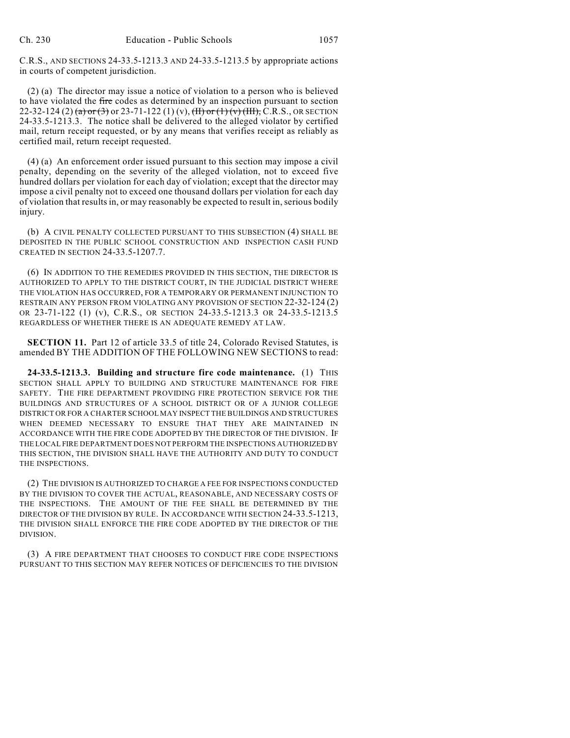C.R.S., AND SECTIONS 24-33.5-1213.3 AND 24-33.5-1213.5 by appropriate actions in courts of competent jurisdiction.

(2) (a) The director may issue a notice of violation to a person who is believed to have violated the ~~fire~~ codes as determined by an inspection pursuant to section 22-32-124 (2) ~~(a) or (3)~~ or 23-71-122 (1) (v), ~~(II) or (1) (v) (III),~~ C.R.S., OR SECTION 24-33.5-1213.3. The notice shall be delivered to the alleged violator by certified mail, return receipt requested, or by any means that verifies receipt as reliably as certified mail, return receipt requested.

(4) (a) An enforcement order issued pursuant to this section may impose a civil penalty, depending on the severity of the alleged violation, not to exceed five hundred dollars per violation for each day of violation; except that the director may impose a civil penalty not to exceed one thousand dollars per violation for each day of violation that results in, or may reasonably be expected to result in, serious bodily injury.

(b) A CIVIL PENALTY COLLECTED PURSUANT TO THIS SUBSECTION (4) SHALL BE DEPOSITED IN THE PUBLIC SCHOOL CONSTRUCTION AND INSPECTION CASH FUND CREATED IN SECTION 24-33.5-1207.7.

(6) IN ADDITION TO THE REMEDIES PROVIDED IN THIS SECTION, THE DIRECTOR IS AUTHORIZED TO APPLY TO THE DISTRICT COURT, IN THE JUDICIAL DISTRICT WHERE THE VIOLATION HAS OCCURRED, FOR A TEMPORARY OR PERMANENT INJUNCTION TO RESTRAIN ANY PERSON FROM VIOLATING ANY PROVISION OF SECTION 22-32-124 (2) OR 23-71-122 (1) (v), C.R.S., OR SECTION 24-33.5-1213.3 OR 24-33.5-1213.5 REGARDLESS OF WHETHER THERE IS AN ADEQUATE REMEDY AT LAW.

**SECTION 11.** Part 12 of article 33.5 of title 24, Colorado Revised Statutes, is amended BY THE ADDITION OF THE FOLLOWING NEW SECTIONS to read:

**24-33.5-1213.3. Building and structure fire code maintenance.** (1) THIS SECTION SHALL APPLY TO BUILDING AND STRUCTURE MAINTENANCE FOR FIRE SAFETY. THE FIRE DEPARTMENT PROVIDING FIRE PROTECTION SERVICE FOR THE BUILDINGS AND STRUCTURES OF A SCHOOL DISTRICT OR OF A JUNIOR COLLEGE DISTRICT OR FOR A CHARTER SCHOOL MAY INSPECT THE BUILDINGS AND STRUCTURES WHEN DEEMED NECESSARY TO ENSURE THAT THEY ARE MAINTAINED IN ACCORDANCE WITH THE FIRE CODE ADOPTED BY THE DIRECTOR OF THE DIVISION. IF THE LOCAL FIRE DEPARTMENT DOES NOT PERFORM THE INSPECTIONS AUTHORIZED BY THIS SECTION, THE DIVISION SHALL HAVE THE AUTHORITY AND DUTY TO CONDUCT THE INSPECTIONS.

(2) THE DIVISION IS AUTHORIZED TO CHARGE A FEE FOR INSPECTIONS CONDUCTED BY THE DIVISION TO COVER THE ACTUAL, REASONABLE, AND NECESSARY COSTS OF THE INSPECTIONS. THE AMOUNT OF THE FEE SHALL BE DETERMINED BY THE DIRECTOR OF THE DIVISION BY RULE. IN ACCORDANCE WITH SECTION 24-33.5-1213, THE DIVISION SHALL ENFORCE THE FIRE CODE ADOPTED BY THE DIRECTOR OF THE DIVISION.

(3) A FIRE DEPARTMENT THAT CHOOSES TO CONDUCT FIRE CODE INSPECTIONS PURSUANT TO THIS SECTION MAY REFER NOTICES OF DEFICIENCIES TO THE DIVISION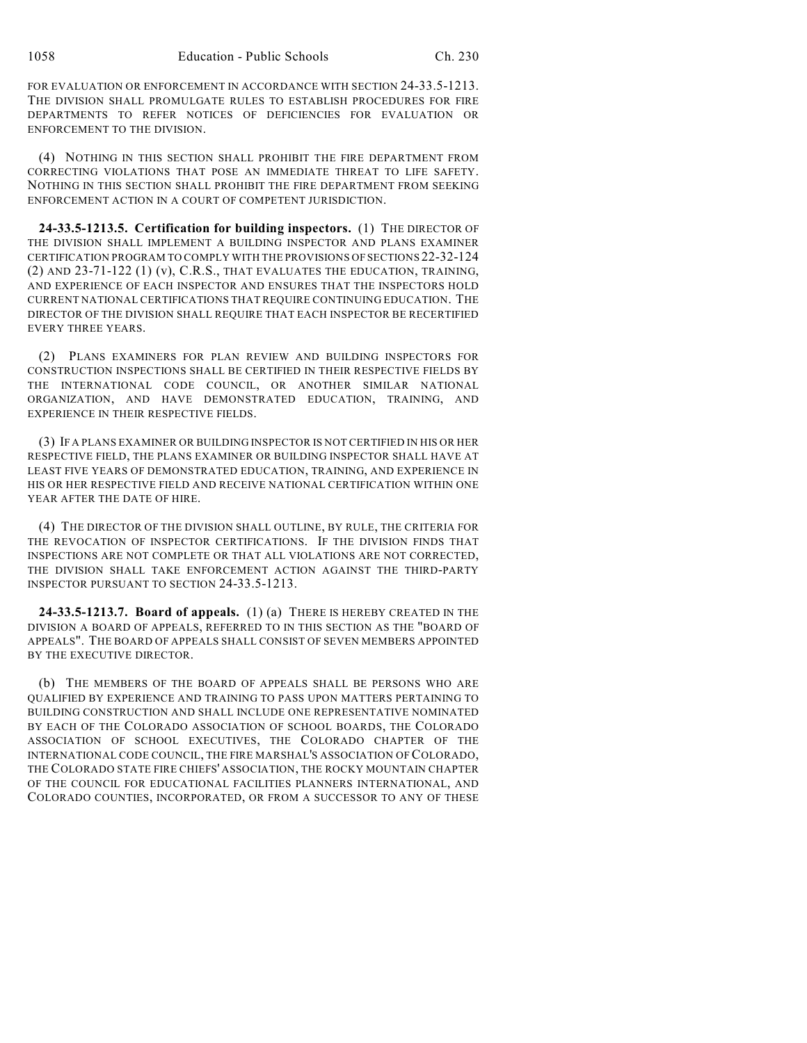FOR EVALUATION OR ENFORCEMENT IN ACCORDANCE WITH SECTION 24-33.5-1213. THE DIVISION SHALL PROMULGATE RULES TO ESTABLISH PROCEDURES FOR FIRE DEPARTMENTS TO REFER NOTICES OF DEFICIENCIES FOR EVALUATION OR ENFORCEMENT TO THE DIVISION.

(4) NOTHING IN THIS SECTION SHALL PROHIBIT THE FIRE DEPARTMENT FROM CORRECTING VIOLATIONS THAT POSE AN IMMEDIATE THREAT TO LIFE SAFETY. NOTHING IN THIS SECTION SHALL PROHIBIT THE FIRE DEPARTMENT FROM SEEKING ENFORCEMENT ACTION IN A COURT OF COMPETENT JURISDICTION.

**24-33.5-1213.5. Certification for building inspectors.** (1) THE DIRECTOR OF THE DIVISION SHALL IMPLEMENT A BUILDING INSPECTOR AND PLANS EXAMINER CERTIFICATION PROGRAM TO COMPLY WITH THE PROVISIONS OF SECTIONS 22-32-124 (2) AND 23-71-122 (1) (v), C.R.S., THAT EVALUATES THE EDUCATION, TRAINING, AND EXPERIENCE OF EACH INSPECTOR AND ENSURES THAT THE INSPECTORS HOLD CURRENT NATIONAL CERTIFICATIONS THAT REQUIRE CONTINUING EDUCATION. THE DIRECTOR OF THE DIVISION SHALL REQUIRE THAT EACH INSPECTOR BE RECERTIFIED EVERY THREE YEARS.

(2) PLANS EXAMINERS FOR PLAN REVIEW AND BUILDING INSPECTORS FOR CONSTRUCTION INSPECTIONS SHALL BE CERTIFIED IN THEIR RESPECTIVE FIELDS BY THE INTERNATIONAL CODE COUNCIL, OR ANOTHER SIMILAR NATIONAL ORGANIZATION, AND HAVE DEMONSTRATED EDUCATION, TRAINING, AND EXPERIENCE IN THEIR RESPECTIVE FIELDS.

(3) IF A PLANS EXAMINER OR BUILDING INSPECTOR IS NOT CERTIFIED IN HIS OR HER RESPECTIVE FIELD, THE PLANS EXAMINER OR BUILDING INSPECTOR SHALL HAVE AT LEAST FIVE YEARS OF DEMONSTRATED EDUCATION, TRAINING, AND EXPERIENCE IN HIS OR HER RESPECTIVE FIELD AND RECEIVE NATIONAL CERTIFICATION WITHIN ONE YEAR AFTER THE DATE OF HIRE.

(4) THE DIRECTOR OF THE DIVISION SHALL OUTLINE, BY RULE, THE CRITERIA FOR THE REVOCATION OF INSPECTOR CERTIFICATIONS. IF THE DIVISION FINDS THAT INSPECTIONS ARE NOT COMPLETE OR THAT ALL VIOLATIONS ARE NOT CORRECTED, THE DIVISION SHALL TAKE ENFORCEMENT ACTION AGAINST THE THIRD-PARTY INSPECTOR PURSUANT TO SECTION 24-33.5-1213.

**24-33.5-1213.7. Board of appeals.** (1) (a) THERE IS HEREBY CREATED IN THE DIVISION A BOARD OF APPEALS, REFERRED TO IN THIS SECTION AS THE "BOARD OF APPEALS". THE BOARD OF APPEALS SHALL CONSIST OF SEVEN MEMBERS APPOINTED BY THE EXECUTIVE DIRECTOR.

(b) THE MEMBERS OF THE BOARD OF APPEALS SHALL BE PERSONS WHO ARE QUALIFIED BY EXPERIENCE AND TRAINING TO PASS UPON MATTERS PERTAINING TO BUILDING CONSTRUCTION AND SHALL INCLUDE ONE REPRESENTATIVE NOMINATED BY EACH OF THE COLORADO ASSOCIATION OF SCHOOL BOARDS, THE COLORADO ASSOCIATION OF SCHOOL EXECUTIVES, THE COLORADO CHAPTER OF THE INTERNATIONAL CODE COUNCIL, THE FIRE MARSHAL'S ASSOCIATION OF COLORADO, THE COLORADO STATE FIRE CHIEFS' ASSOCIATION, THE ROCKY MOUNTAIN CHAPTER OF THE COUNCIL FOR EDUCATIONAL FACILITIES PLANNERS INTERNATIONAL, AND COLORADO COUNTIES, INCORPORATED, OR FROM A SUCCESSOR TO ANY OF THESE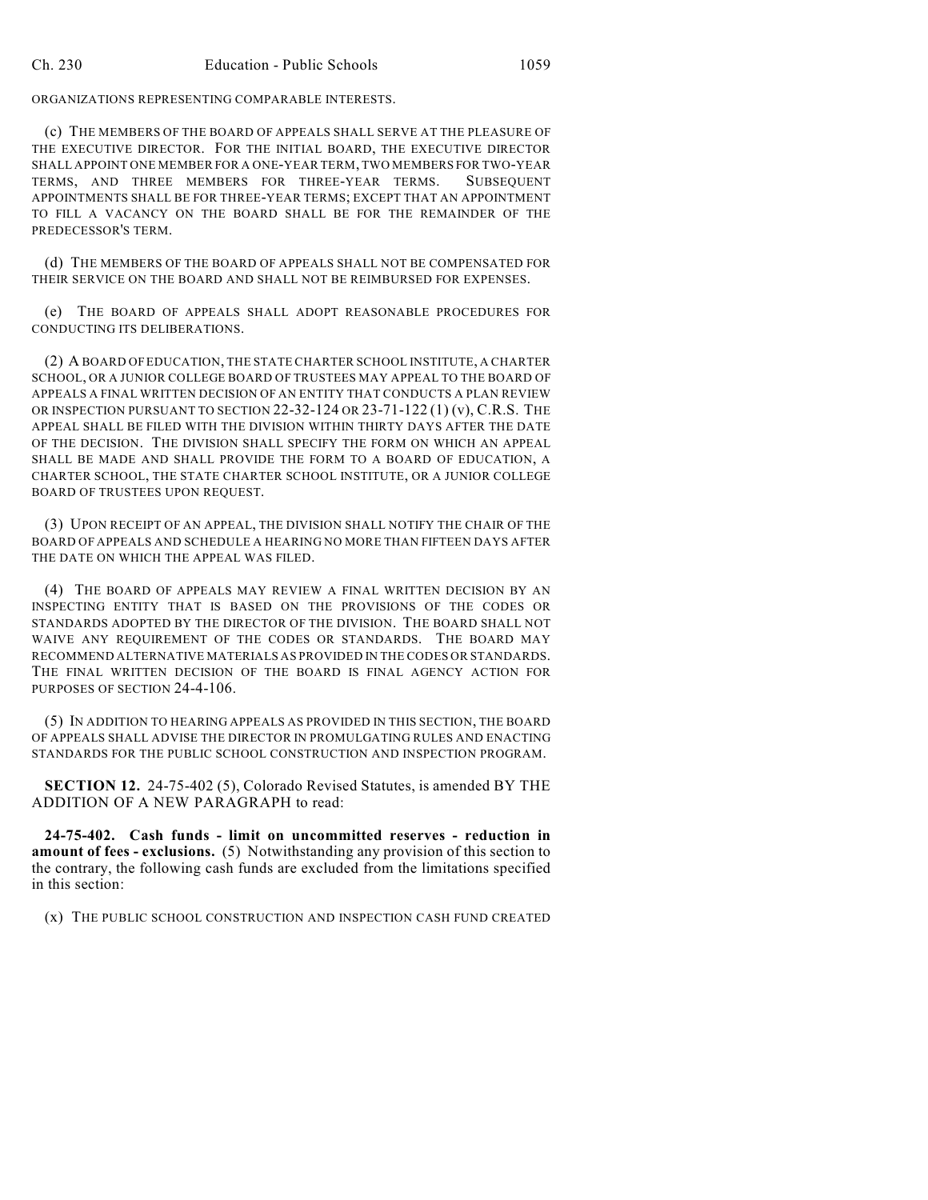ORGANIZATIONS REPRESENTING COMPARABLE INTERESTS.

(c) THE MEMBERS OF THE BOARD OF APPEALS SHALL SERVE AT THE PLEASURE OF THE EXECUTIVE DIRECTOR. FOR THE INITIAL BOARD, THE EXECUTIVE DIRECTOR SHALL APPOINT ONE MEMBER FOR A ONE-YEAR TERM, TWO MEMBERS FOR TWO-YEAR TERMS, AND THREE MEMBERS FOR THREE-YEAR TERMS. SUBSEQUENT APPOINTMENTS SHALL BE FOR THREE-YEAR TERMS; EXCEPT THAT AN APPOINTMENT TO FILL A VACANCY ON THE BOARD SHALL BE FOR THE REMAINDER OF THE PREDECESSOR'S TERM.

(d) THE MEMBERS OF THE BOARD OF APPEALS SHALL NOT BE COMPENSATED FOR THEIR SERVICE ON THE BOARD AND SHALL NOT BE REIMBURSED FOR EXPENSES.

(e) THE BOARD OF APPEALS SHALL ADOPT REASONABLE PROCEDURES FOR CONDUCTING ITS DELIBERATIONS.

(2) A BOARD OF EDUCATION, THE STATE CHARTER SCHOOL INSTITUTE, A CHARTER SCHOOL, OR A JUNIOR COLLEGE BOARD OF TRUSTEES MAY APPEAL TO THE BOARD OF APPEALS A FINAL WRITTEN DECISION OF AN ENTITY THAT CONDUCTS A PLAN REVIEW OR INSPECTION PURSUANT TO SECTION 22-32-124 OR 23-71-122 (1) (v), C.R.S. THE APPEAL SHALL BE FILED WITH THE DIVISION WITHIN THIRTY DAYS AFTER THE DATE OF THE DECISION. THE DIVISION SHALL SPECIFY THE FORM ON WHICH AN APPEAL SHALL BE MADE AND SHALL PROVIDE THE FORM TO A BOARD OF EDUCATION, A CHARTER SCHOOL, THE STATE CHARTER SCHOOL INSTITUTE, OR A JUNIOR COLLEGE BOARD OF TRUSTEES UPON REQUEST.

(3) UPON RECEIPT OF AN APPEAL, THE DIVISION SHALL NOTIFY THE CHAIR OF THE BOARD OF APPEALS AND SCHEDULE A HEARING NO MORE THAN FIFTEEN DAYS AFTER THE DATE ON WHICH THE APPEAL WAS FILED.

(4) THE BOARD OF APPEALS MAY REVIEW A FINAL WRITTEN DECISION BY AN INSPECTING ENTITY THAT IS BASED ON THE PROVISIONS OF THE CODES OR STANDARDS ADOPTED BY THE DIRECTOR OF THE DIVISION. THE BOARD SHALL NOT WAIVE ANY REQUIREMENT OF THE CODES OR STANDARDS. THE BOARD MAY RECOMMEND ALTERNATIVE MATERIALS AS PROVIDED IN THE CODES OR STANDARDS. THE FINAL WRITTEN DECISION OF THE BOARD IS FINAL AGENCY ACTION FOR PURPOSES OF SECTION 24-4-106.

(5) IN ADDITION TO HEARING APPEALS AS PROVIDED IN THIS SECTION, THE BOARD OF APPEALS SHALL ADVISE THE DIRECTOR IN PROMULGATING RULES AND ENACTING STANDARDS FOR THE PUBLIC SCHOOL CONSTRUCTION AND INSPECTION PROGRAM.

**SECTION 12.** 24-75-402 (5), Colorado Revised Statutes, is amended BY THE ADDITION OF A NEW PARAGRAPH to read:

**24-75-402. Cash funds - limit on uncommitted reserves - reduction in amount of fees - exclusions.** (5) Notwithstanding any provision of this section to the contrary, the following cash funds are excluded from the limitations specified in this section:

(x) THE PUBLIC SCHOOL CONSTRUCTION AND INSPECTION CASH FUND CREATED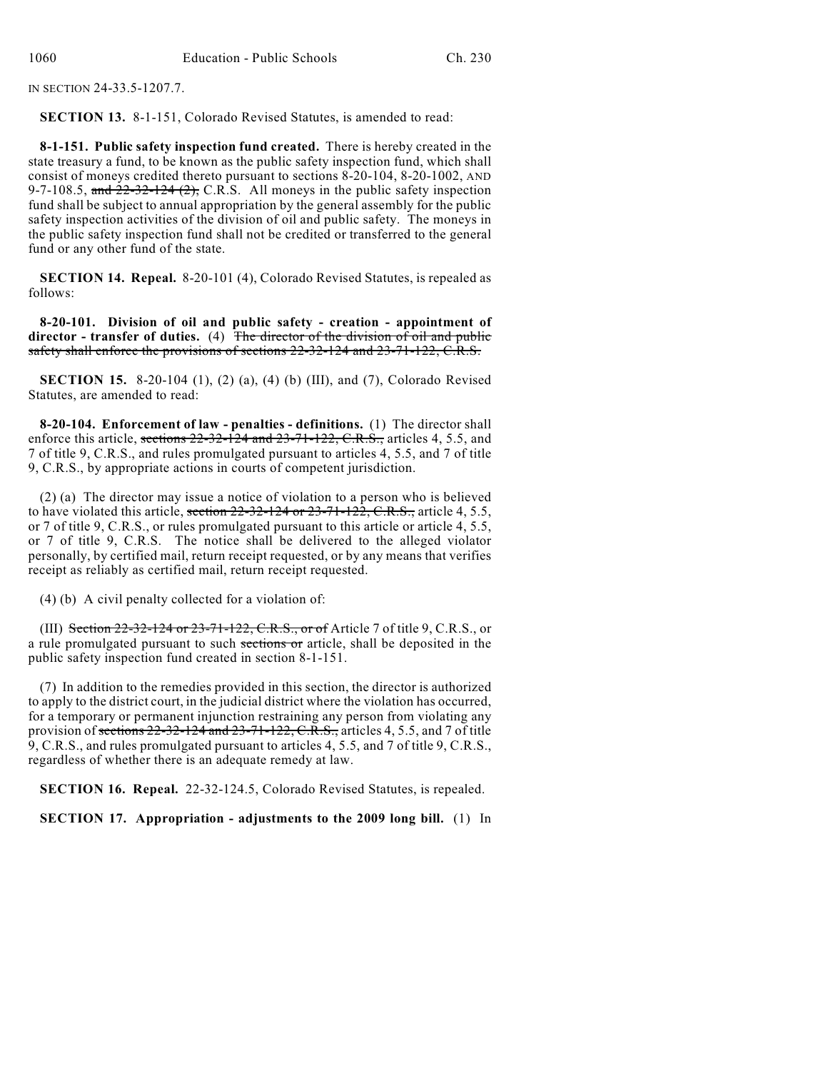IN SECTION 24-33.5-1207.7.

**SECTION 13.** 8-1-151, Colorado Revised Statutes, is amended to read:

**8-1-151. Public safety inspection fund created.** There is hereby created in the state treasury a fund, to be known as the public safety inspection fund, which shall consist of moneys credited thereto pursuant to sections 8-20-104, 8-20-1002, AND 9-7-108.5, ~~and 22-32-124 (2),~~ C.R.S. All moneys in the public safety inspection fund shall be subject to annual appropriation by the general assembly for the public safety inspection activities of the division of oil and public safety. The moneys in the public safety inspection fund shall not be credited or transferred to the general fund or any other fund of the state.

**SECTION 14. Repeal.** 8-20-101 (4), Colorado Revised Statutes, is repealed as follows:

**8-20-101. Division of oil and public safety - creation - appointment of director - transfer of duties.** (4) ~~The director of the division of oil and public safety shall enforce the provisions of sections 22-32-124 and 23-71-122, C.R.S.~~

**SECTION 15.** 8-20-104 (1), (2) (a), (4) (b) (III), and (7), Colorado Revised Statutes, are amended to read:

**8-20-104. Enforcement of law - penalties - definitions.** (1) The director shall enforce this article, ~~sections 22-32-124 and 23-71-122, C.R.S.,~~ articles 4, 5.5, and 7 of title 9, C.R.S., and rules promulgated pursuant to articles 4, 5.5, and 7 of title 9, C.R.S., by appropriate actions in courts of competent jurisdiction.

(2) (a) The director may issue a notice of violation to a person who is believed to have violated this article, ~~section 22-32-124 or 23-71-122, C.R.S.,~~ article 4, 5.5, or 7 of title 9, C.R.S., or rules promulgated pursuant to this article or article 4, 5.5, or 7 of title 9, C.R.S. The notice shall be delivered to the alleged violator personally, by certified mail, return receipt requested, or by any means that verifies receipt as reliably as certified mail, return receipt requested.

(4) (b) A civil penalty collected for a violation of:

(III) ~~Section 22-32-124 or 23-71-122, C.R.S., or of~~ Article 7 of title 9, C.R.S., or a rule promulgated pursuant to such ~~sections or~~ article, shall be deposited in the public safety inspection fund created in section 8-1-151.

(7) In addition to the remedies provided in this section, the director is authorized to apply to the district court, in the judicial district where the violation has occurred, for a temporary or permanent injunction restraining any person from violating any provision of ~~sections 22-32-124 and 23-71-122, C.R.S.,~~ articles 4, 5.5, and 7 of title 9, C.R.S., and rules promulgated pursuant to articles 4, 5.5, and 7 of title 9, C.R.S., regardless of whether there is an adequate remedy at law.

**SECTION 16. Repeal.** 22-32-124.5, Colorado Revised Statutes, is repealed.

**SECTION 17. Appropriation - adjustments to the 2009 long bill.** (1) In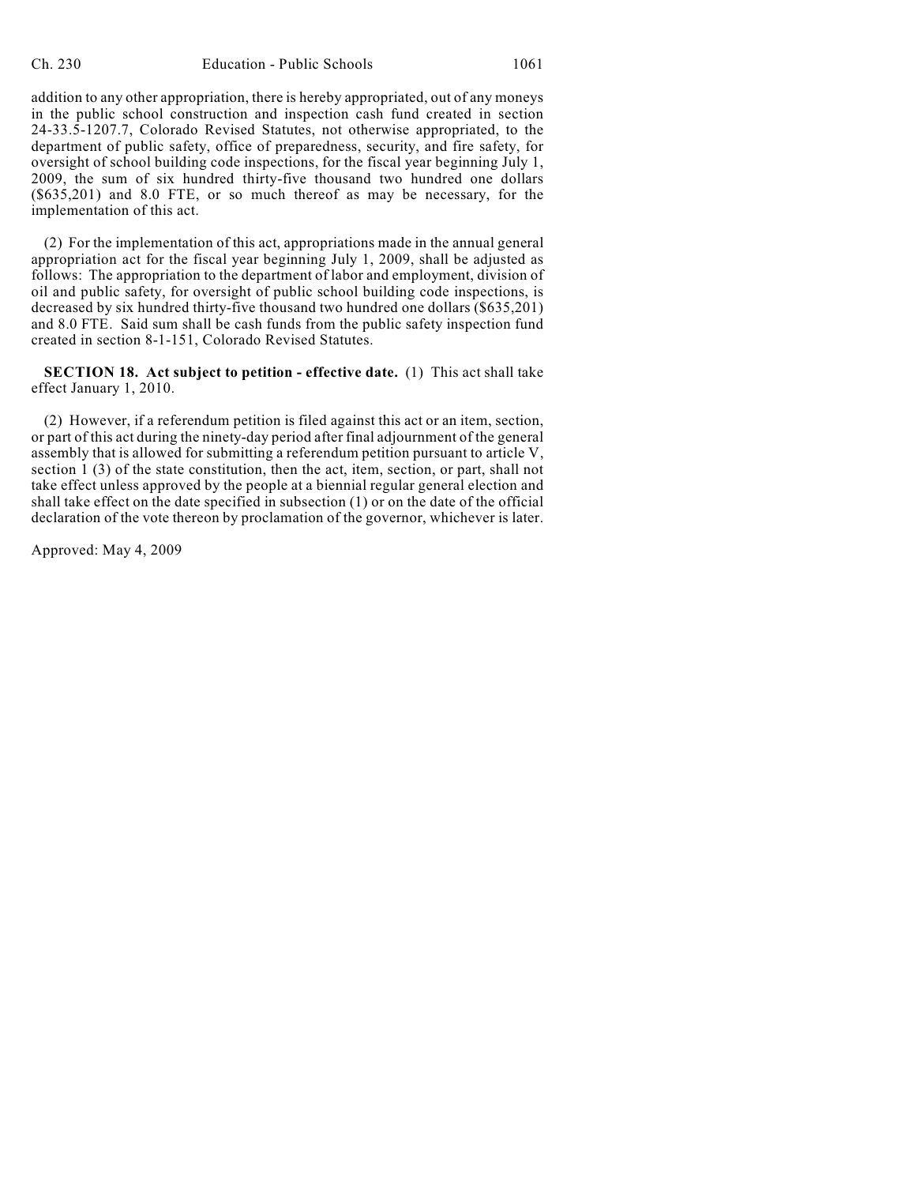addition to any other appropriation, there is hereby appropriated, out of any moneys in the public school construction and inspection cash fund created in section 24-33.5-1207.7, Colorado Revised Statutes, not otherwise appropriated, to the department of public safety, office of preparedness, security, and fire safety, for oversight of school building code inspections, for the fiscal year beginning July 1, 2009, the sum of six hundred thirty-five thousand two hundred one dollars ($635,201) and 8.0 FTE, or so much thereof as may be necessary, for the implementation of this act.

(2) For the implementation of this act, appropriations made in the annual general appropriation act for the fiscal year beginning July 1, 2009, shall be adjusted as follows: The appropriation to the department of labor and employment, division of oil and public safety, for oversight of public school building code inspections, is decreased by six hundred thirty-five thousand two hundred one dollars ($635,201) and 8.0 FTE. Said sum shall be cash funds from the public safety inspection fund created in section 8-1-151, Colorado Revised Statutes.

**SECTION 18. Act subject to petition - effective date.** (1) This act shall take effect January 1, 2010.

(2) However, if a referendum petition is filed against this act or an item, section, or part of this act during the ninety-day period after final adjournment of the general assembly that is allowed for submitting a referendum petition pursuant to article V, section 1 (3) of the state constitution, then the act, item, section, or part, shall not take effect unless approved by the people at a biennial regular general election and shall take effect on the date specified in subsection (1) or on the date of the official declaration of the vote thereon by proclamation of the governor, whichever is later.

Approved: May 4, 2009